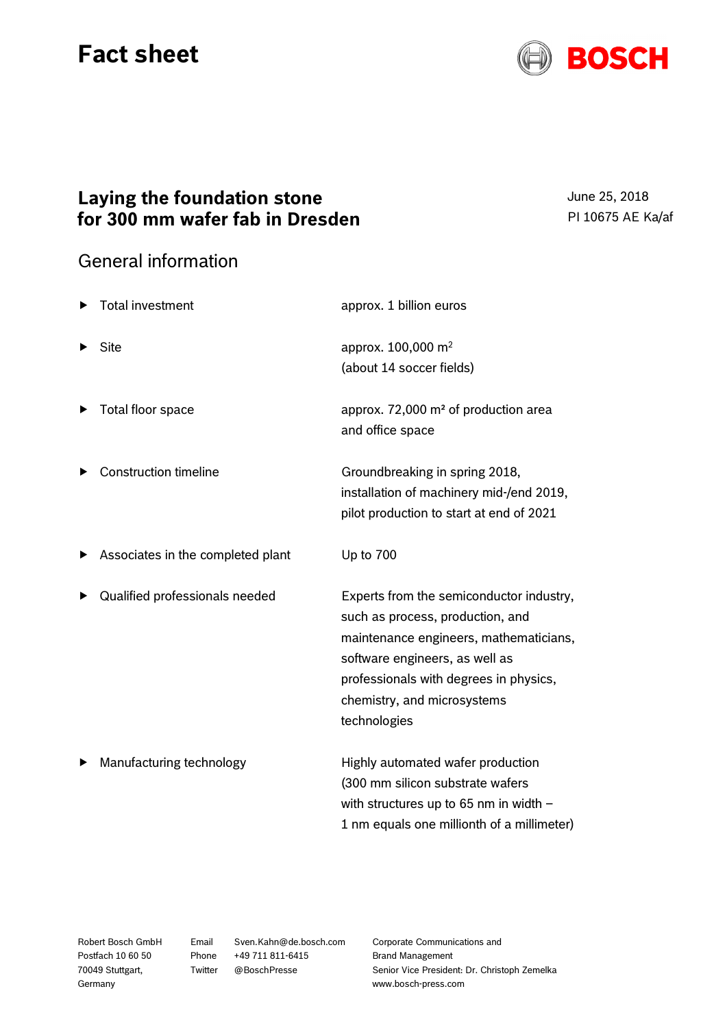# Fact sheet

**BOSCH**

## Laying the foundation stone for 300 mm wafer fab in Dresden

June 25, 2018
PI 10675 AE Ka/af

### General information

| | |
|---|---|
| Total investment | approx. 1 billion euros |
| Site | approx. 100,000 $m^2$ (about 14 soccer fields) |
| Total floor space | approx. 72,000 $m^2$ of production area and office space |
| Construction timeline | Groundbreaking in spring 2018, installation of machinery mid-/end 2019, pilot production to start at end of 2021 |
| Associates in the completed plant | Up to 700 |
| Qualified professionals needed | Experts from the semiconductor industry, such as process, production, and maintenance engineers, mathematicians, software engineers, as well as professionals with degrees in physics, chemistry, and microsystems technologies |
| Manufacturing technology | Highly automated wafer production (300 mm silicon substrate wafers with structures up to 65 nm in width – 1 nm equals one millionth of a millimeter) |

Robert Bosch GmbH
Postfach 10 60 50
70049 Stuttgart,
Germany

Email Sven.Kahn@de.bosch.com
Phone +49 711 811-6415
Twitter @BoschPresse

Corporate Communications and Brand Management
Senior Vice President: Dr. Christoph Zemelka
www.bosch-press.com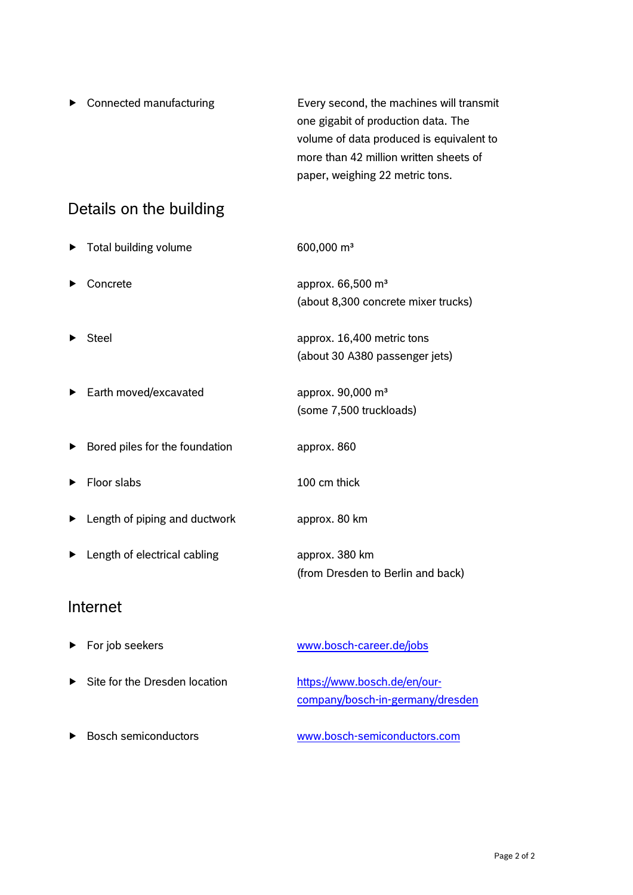- Connected manufacturing — Every second, the machines will transmit one gigabit of production data. The volume of data produced is equivalent to more than 42 million written sheets of paper, weighing 22 metric tons.

## Details on the building

- Total building volume — 600,000 m³
- Concrete — approx. 66,500 m³ (about 8,300 concrete mixer trucks)
- Steel — approx. 16,400 metric tons (about 30 A380 passenger jets)
- Earth moved/excavated — approx. 90,000 m³ (some 7,500 truckloads)
- Bored piles for the foundation — approx. 860
- Floor slabs — 100 cm thick
- Length of piping and ductwork — approx. 80 km
- Length of electrical cabling — approx. 380 km (from Dresden to Berlin and back)

## Internet

- For job seekers — www.bosch-career.de/jobs
- Site for the Dresden location — https://www.bosch.de/en/our-company/bosch-in-germany/dresden
- Bosch semiconductors — www.bosch-semiconductors.com